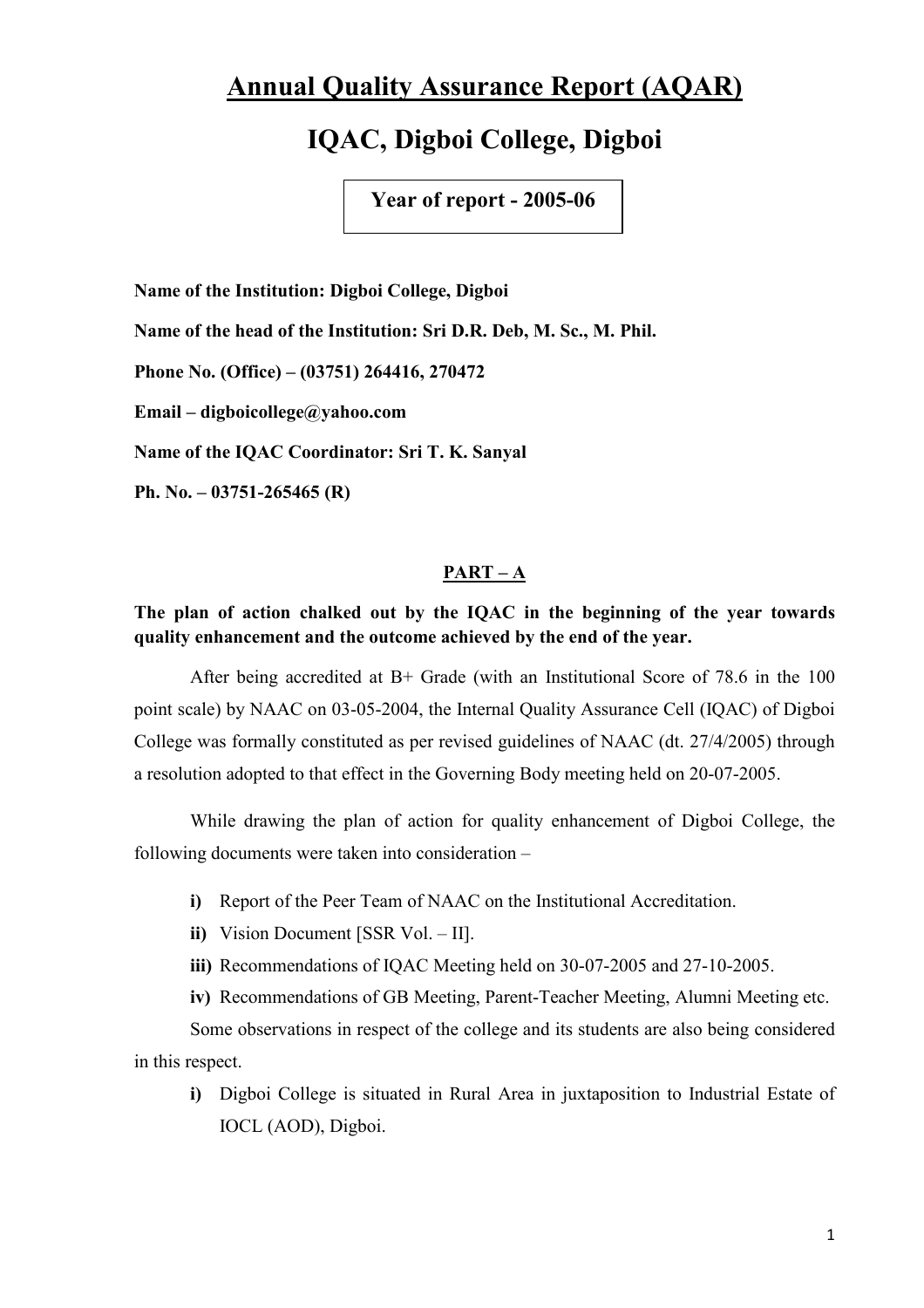# Annual Quality Assurance Report (AQAR)

# IQAC, Digboi College, Digboi

**Year of report - 2005-06**

**Name of the Institution: Digboi College, Digboi**

**Name of the head of the Institution: Sri D.R. Deb, M. Sc., M. Phil.**

**Phone No. (Office) – (03751) 264416, 270472**

**Email – digboicollege@yahoo.com**

**Name of the IQAC Coordinator: Sri T. K. Sanyal**

**Ph. No. – 03751-265465 (R)**

## PART – A

**The plan of action chalked out by the IQAC in the beginning of the year towards quality enhancement and the outcome achieved by the end of the year.**

After being accredited at B+ Grade (with an Institutional Score of 78.6 in the 100 point scale) by NAAC on 03-05-2004, the Internal Quality Assurance Cell (IQAC) of Digboi College was formally constituted as per revised guidelines of NAAC (dt. 27/4/2005) through a resolution adopted to that effect in the Governing Body meeting held on 20-07-2005.

While drawing the plan of action for quality enhancement of Digboi College, the following documents were taken into consideration –

- **i)** Report of the Peer Team of NAAC on the Institutional Accreditation.
- **ii)** Vision Document [SSR Vol. – II].
- **iii)** Recommendations of IQAC Meeting held on 30-07-2005 and 27-10-2005.
- **iv)** Recommendations of GB Meeting, Parent-Teacher Meeting, Alumni Meeting etc.

Some observations in respect of the college and its students are also being considered in this respect.

- **i)** Digboi College is situated in Rural Area in juxtaposition to Industrial Estate of IOCL (AOD), Digboi.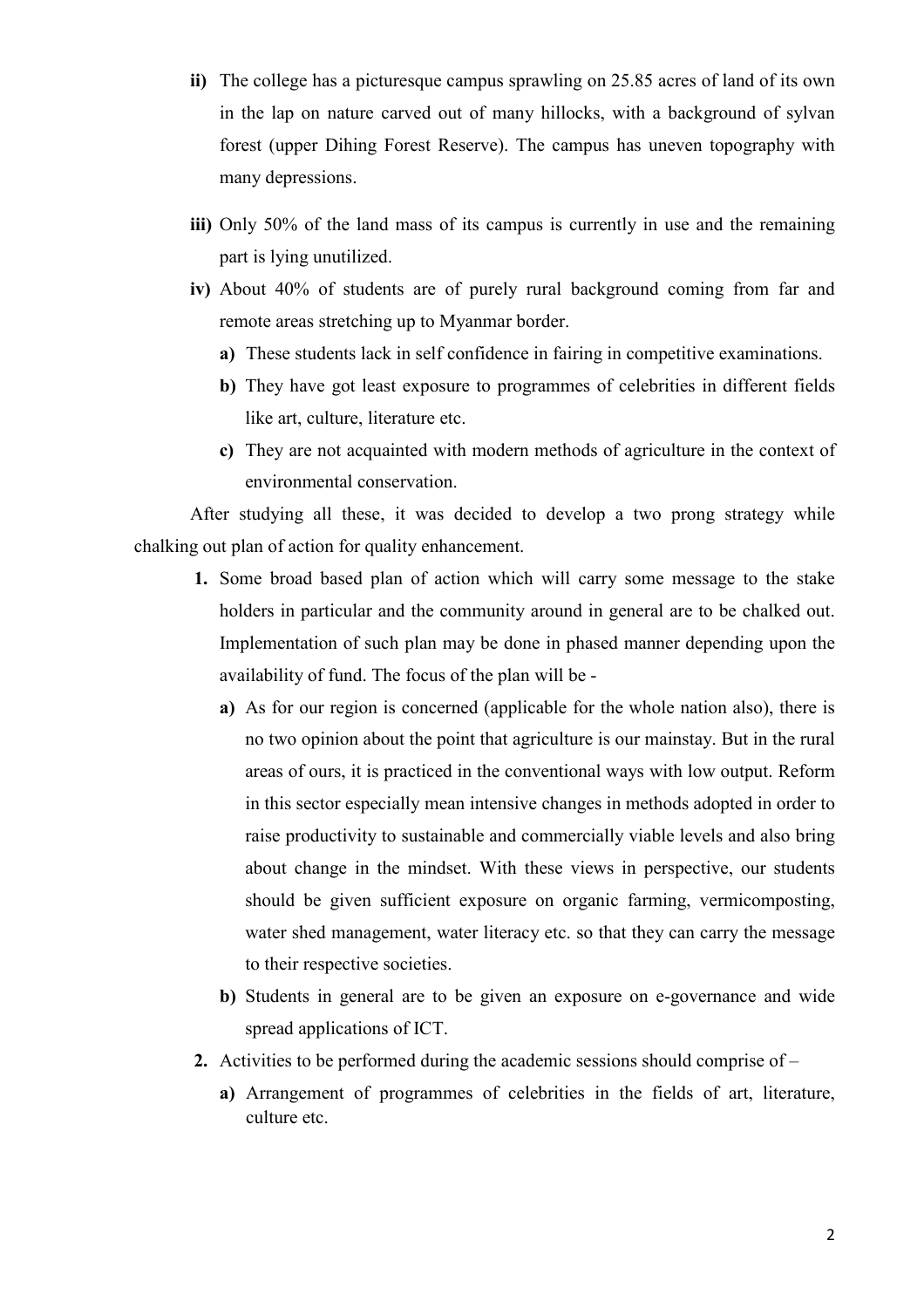**ii)** The college has a picturesque campus sprawling on 25.85 acres of land of its own in the lap on nature carved out of many hillocks, with a background of sylvan forest (upper Dihing Forest Reserve). The campus has uneven topography with many depressions.

**iii)** Only 50% of the land mass of its campus is currently in use and the remaining part is lying unutilized.

**iv)** About 40% of students are of purely rural background coming from far and remote areas stretching up to Myanmar border.

- **a)** These students lack in self confidence in fairing in competitive examinations.
- **b)** They have got least exposure to programmes of celebrities in different fields like art, culture, literature etc.
- **c)** They are not acquainted with modern methods of agriculture in the context of environmental conservation.

After studying all these, it was decided to develop a two prong strategy while chalking out plan of action for quality enhancement.

1. Some broad based plan of action which will carry some message to the stake holders in particular and the community around in general are to be chalked out. Implementation of such plan may be done in phased manner depending upon the availability of fund. The focus of the plan will be -
   - **a)** As for our region is concerned (applicable for the whole nation also), there is no two opinion about the point that agriculture is our mainstay. But in the rural areas of ours, it is practiced in the conventional ways with low output. Reform in this sector especially mean intensive changes in methods adopted in order to raise productivity to sustainable and commercially viable levels and also bring about change in the mindset. With these views in perspective, our students should be given sufficient exposure on organic farming, vermicomposting, water shed management, water literacy etc. so that they can carry the message to their respective societies.
   - **b)** Students in general are to be given an exposure on e-governance and wide spread applications of ICT.
2. Activities to be performed during the academic sessions should comprise of –
   - **a)** Arrangement of programmes of celebrities in the fields of art, literature, culture etc.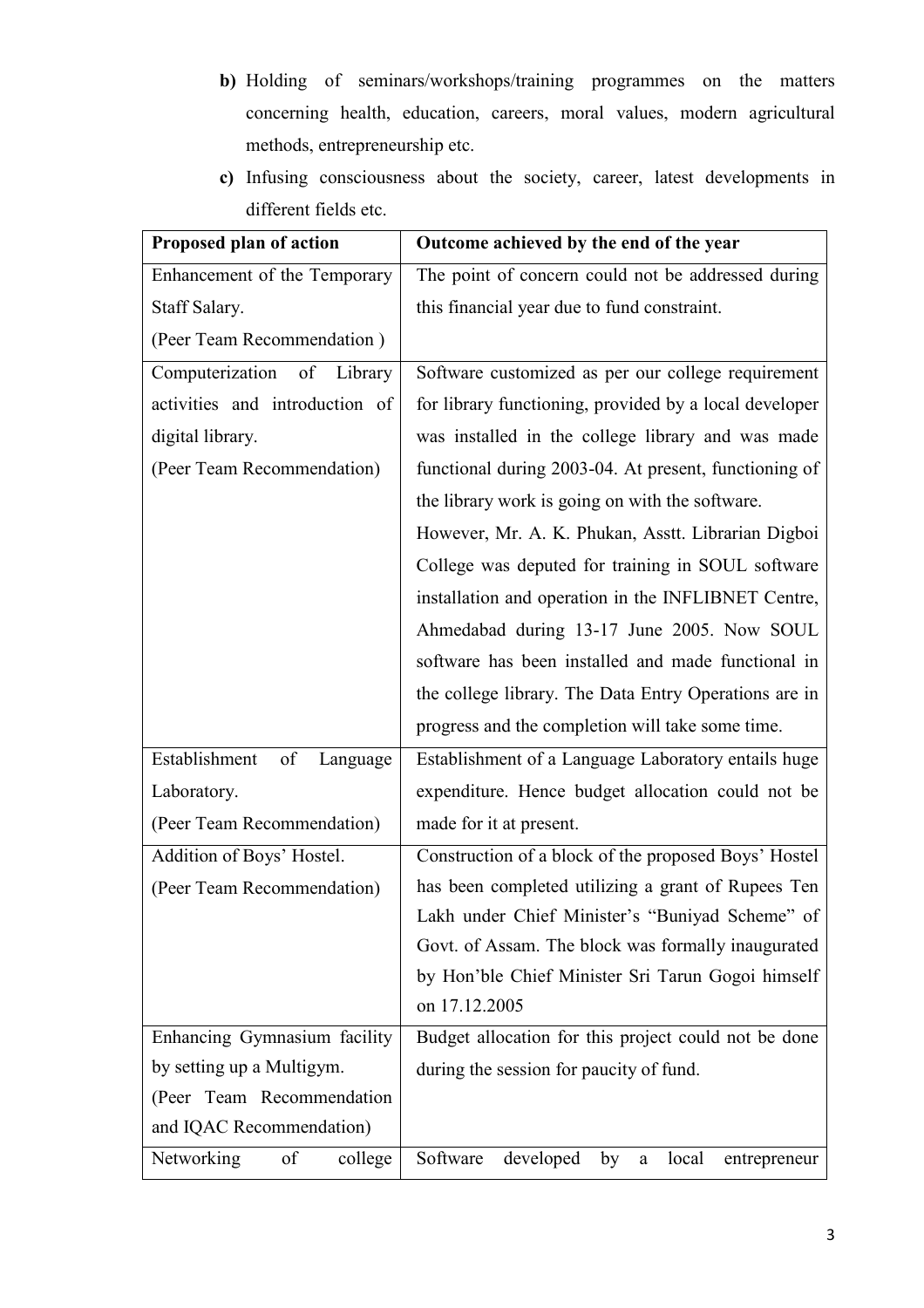b) Holding of seminars/workshops/training programmes on the matters concerning health, education, careers, moral values, modern agricultural methods, entrepreneurship etc.

c) Infusing consciousness about the society, career, latest developments in different fields etc.

| **Proposed plan of action** | **Outcome achieved by the end of the year** |
|---|---|
| Enhancement of the Temporary Staff Salary. (Peer Team Recommendation ) | The point of concern could not be addressed during this financial year due to fund constraint. |
| Computerization of Library activities and introduction of digital library. (Peer Team Recommendation) | Software customized as per our college requirement for library functioning, provided by a local developer was installed in the college library and was made functional during 2003-04. At present, functioning of the library work is going on with the software. However, Mr. A. K. Phukan, Asstt. Librarian Digboi College was deputed for training in SOUL software installation and operation in the INFLIBNET Centre, Ahmedabad during 13-17 June 2005. Now SOUL software has been installed and made functional in the college library. The Data Entry Operations are in progress and the completion will take some time. |
| Establishment of Language Laboratory. (Peer Team Recommendation) | Establishment of a Language Laboratory entails huge expenditure. Hence budget allocation could not be made for it at present. |
| Addition of Boys' Hostel. (Peer Team Recommendation) | Construction of a block of the proposed Boys' Hostel has been completed utilizing a grant of Rupees Ten Lakh under Chief Minister's "Buniyad Scheme" of Govt. of Assam. The block was formally inaugurated by Hon'ble Chief Minister Sri Tarun Gogoi himself on 17.12.2005 |
| Enhancing Gymnasium facility by setting up a Multigym. (Peer Team Recommendation and IQAC Recommendation) | Budget allocation for this project could not be done during the session for paucity of fund. |
| Networking of college | Software developed by a local entrepreneur |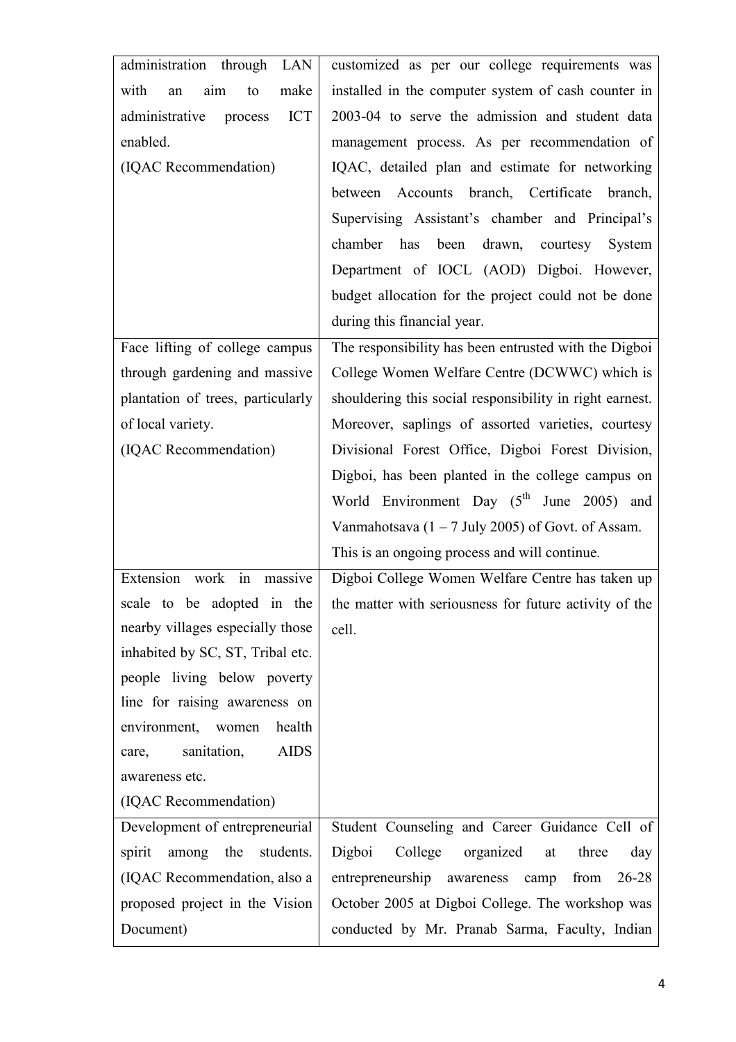| | |
|---|---|
| administration through LAN with an aim to make administrative process ICT enabled. (IQAC Recommendation) | customized as per our college requirements was installed in the computer system of cash counter in 2003-04 to serve the admission and student data management process. As per recommendation of IQAC, detailed plan and estimate for networking between Accounts branch, Certificate branch, Supervising Assistant's chamber and Principal's chamber has been drawn, courtesy System Department of IOCL (AOD) Digboi. However, budget allocation for the project could not be done during this financial year. |
| Face lifting of college campus through gardening and massive plantation of trees, particularly of local variety. (IQAC Recommendation) | The responsibility has been entrusted with the Digboi College Women Welfare Centre (DCWWC) which is shouldering this social responsibility in right earnest. Moreover, saplings of assorted varieties, courtesy Divisional Forest Office, Digboi Forest Division, Digboi, has been planted in the college campus on World Environment Day (5th June 2005) and Vanmahotsava (1 – 7 July 2005) of Govt. of Assam. This is an ongoing process and will continue. |
| Extension work in massive scale to be adopted in the nearby villages especially those inhabited by SC, ST, Tribal etc. people living below poverty line for raising awareness on environment, women health care, sanitation, AIDS awareness etc. (IQAC Recommendation) | Digboi College Women Welfare Centre has taken up the matter with seriousness for future activity of the cell. |
| Development of entrepreneurial spirit among the students. (IQAC Recommendation, also a proposed project in the Vision Document) | Student Counseling and Career Guidance Cell of Digboi College organized at three day entrepreneurship awareness camp from 26-28 October 2005 at Digboi College. The workshop was conducted by Mr. Pranab Sarma, Faculty, Indian |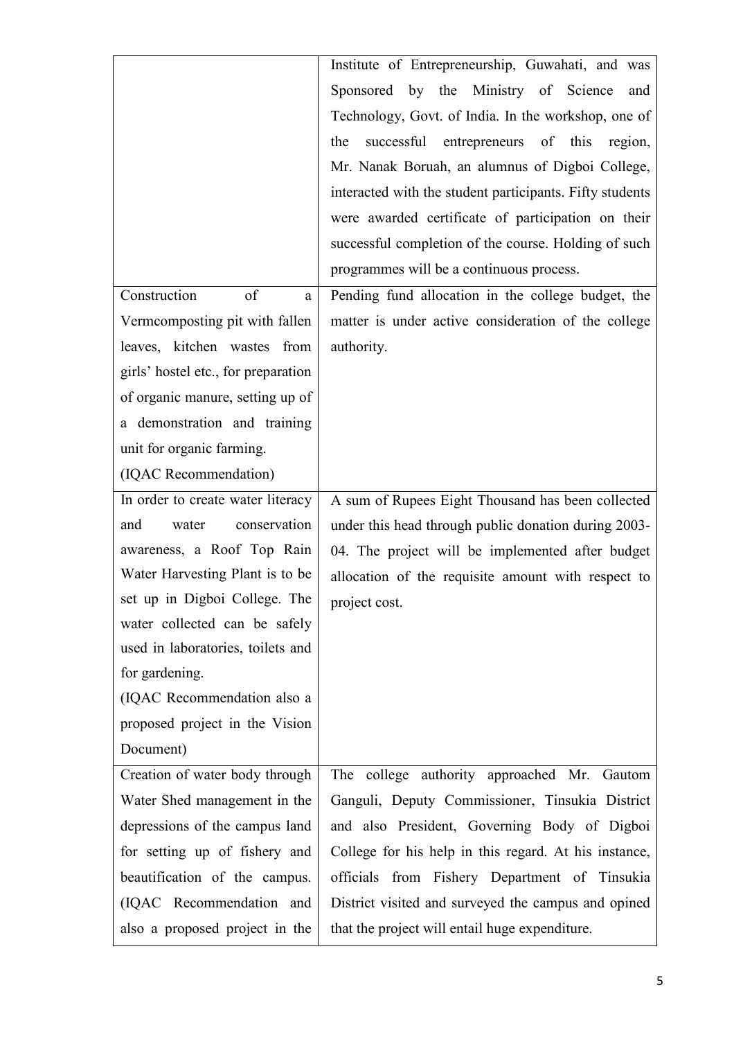| | |
|---|---|
| | Institute of Entrepreneurship, Guwahati, and was Sponsored by the Ministry of Science and Technology, Govt. of India. In the workshop, one of the successful entrepreneurs of this region, Mr. Nanak Boruah, an alumnus of Digboi College, interacted with the student participants. Fifty students were awarded certificate of participation on their successful completion of the course. Holding of such programmes will be a continuous process. |
| Construction of a Vermcomposting pit with fallen leaves, kitchen wastes from girls' hostel etc., for preparation of organic manure, setting up of a demonstration and training unit for organic farming. (IQAC Recommendation) | Pending fund allocation in the college budget, the matter is under active consideration of the college authority. |
| In order to create water literacy and water conservation awareness, a Roof Top Rain Water Harvesting Plant is to be set up in Digboi College. The water collected can be safely used in laboratories, toilets and for gardening. (IQAC Recommendation also a proposed project in the Vision Document) | A sum of Rupees Eight Thousand has been collected under this head through public donation during 2003-04. The project will be implemented after budget allocation of the requisite amount with respect to project cost. |
| Creation of water body through Water Shed management in the depressions of the campus land for setting up of fishery and beautification of the campus. (IQAC Recommendation and also a proposed project in the | The college authority approached Mr. Gautom Ganguli, Deputy Commissioner, Tinsukia District and also President, Governing Body of Digboi College for his help in this regard. At his instance, officials from Fishery Department of Tinsukia District visited and surveyed the campus and opined that the project will entail huge expenditure. |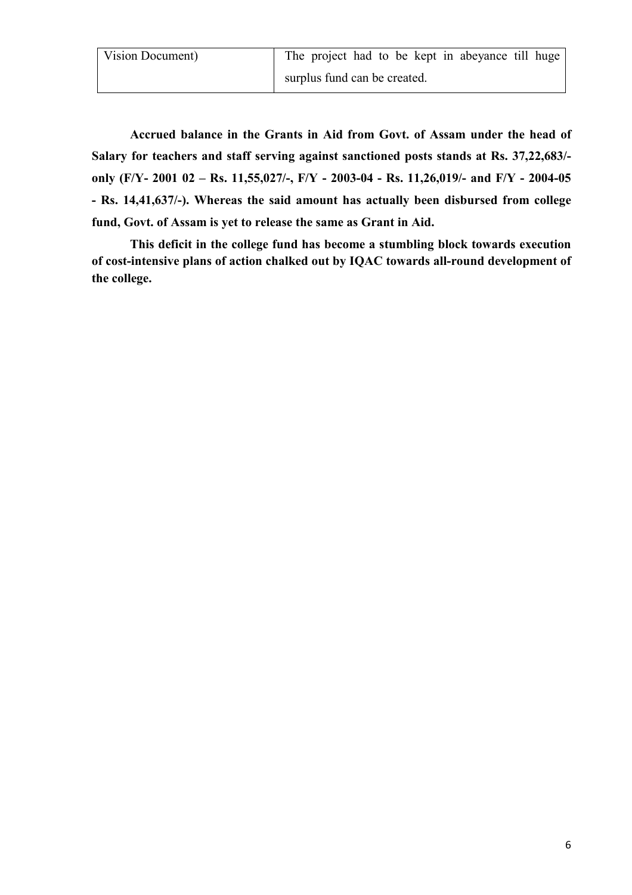| | |
|---|---|
| Vision Document) | The project had to be kept in abeyance till huge surplus fund can be created. |

**Accrued balance in the Grants in Aid from Govt. of Assam under the head of Salary for teachers and staff serving against sanctioned posts stands at Rs. 37,22,683/- only (F/Y- 2001 02 – Rs. 11,55,027/-, F/Y - 2003-04 - Rs. 11,26,019/- and F/Y - 2004-05 - Rs. 14,41,637/-). Whereas the said amount has actually been disbursed from college fund, Govt. of Assam is yet to release the same as Grant in Aid.**

**This deficit in the college fund has become a stumbling block towards execution of cost-intensive plans of action chalked out by IQAC towards all-round development of the college.**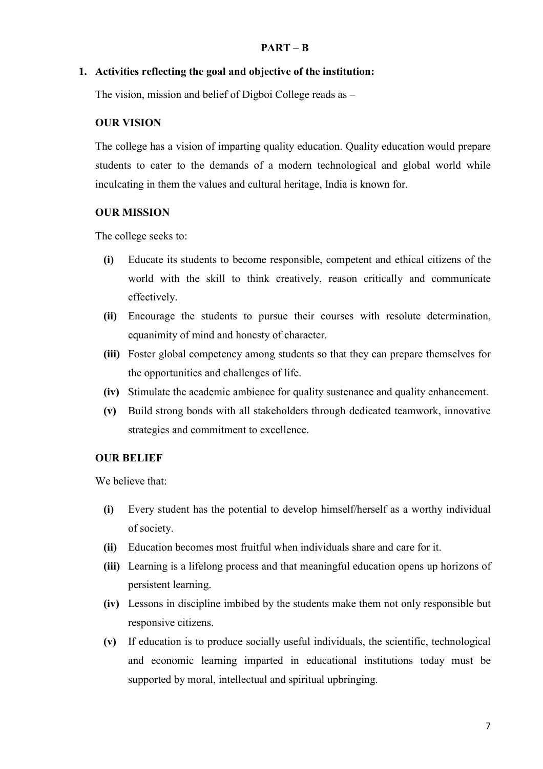## PART – B

### 1. Activities reflecting the goal and objective of the institution:

The vision, mission and belief of Digboi College reads as –

#### OUR VISION

The college has a vision of imparting quality education. Quality education would prepare students to cater to the demands of a modern technological and global world while inculcating in them the values and cultural heritage, India is known for.

#### OUR MISSION

The college seeks to:

- **(i)** Educate its students to become responsible, competent and ethical citizens of the world with the skill to think creatively, reason critically and communicate effectively.
- **(ii)** Encourage the students to pursue their courses with resolute determination, equanimity of mind and honesty of character.
- **(iii)** Foster global competency among students so that they can prepare themselves for the opportunities and challenges of life.
- **(iv)** Stimulate the academic ambience for quality sustenance and quality enhancement.
- **(v)** Build strong bonds with all stakeholders through dedicated teamwork, innovative strategies and commitment to excellence.

#### OUR BELIEF

We believe that:

- **(i)** Every student has the potential to develop himself/herself as a worthy individual of society.
- **(ii)** Education becomes most fruitful when individuals share and care for it.
- **(iii)** Learning is a lifelong process and that meaningful education opens up horizons of persistent learning.
- **(iv)** Lessons in discipline imbibed by the students make them not only responsible but responsive citizens.
- **(v)** If education is to produce socially useful individuals, the scientific, technological and economic learning imparted in educational institutions today must be supported by moral, intellectual and spiritual upbringing.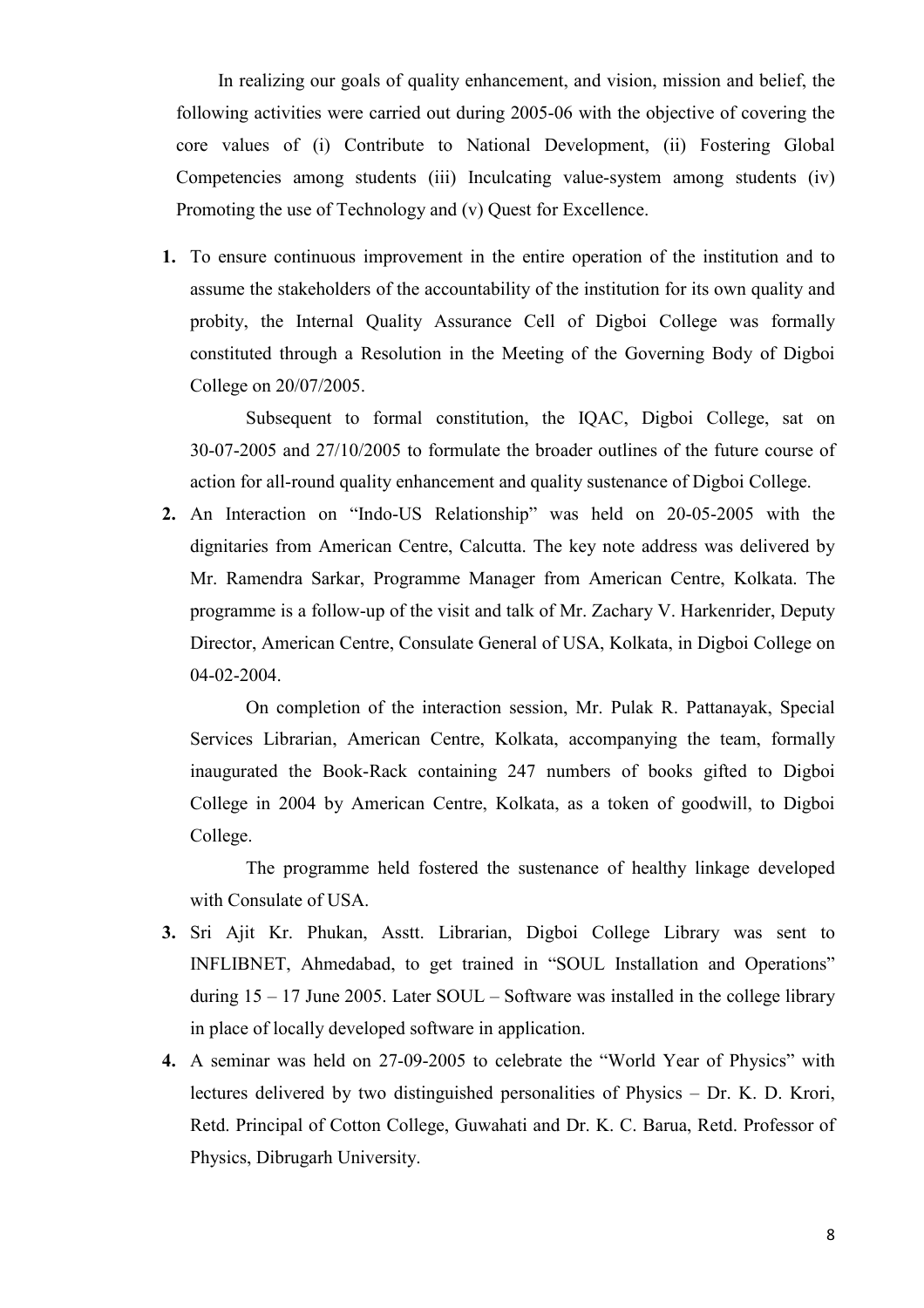In realizing our goals of quality enhancement, and vision, mission and belief, the following activities were carried out during 2005-06 with the objective of covering the core values of (i) Contribute to National Development, (ii) Fostering Global Competencies among students (iii) Inculcating value-system among students (iv) Promoting the use of Technology and (v) Quest for Excellence.

1. To ensure continuous improvement in the entire operation of the institution and to assume the stakeholders of the accountability of the institution for its own quality and probity, the Internal Quality Assurance Cell of Digboi College was formally constituted through a Resolution in the Meeting of the Governing Body of Digboi College on 20/07/2005.

   Subsequent to formal constitution, the IQAC, Digboi College, sat on 30-07-2005 and 27/10/2005 to formulate the broader outlines of the future course of action for all-round quality enhancement and quality sustenance of Digboi College.

2. An Interaction on "Indo-US Relationship" was held on 20-05-2005 with the dignitaries from American Centre, Calcutta. The key note address was delivered by Mr. Ramendra Sarkar, Programme Manager from American Centre, Kolkata. The programme is a follow-up of the visit and talk of Mr. Zachary V. Harkenrider, Deputy Director, American Centre, Consulate General of USA, Kolkata, in Digboi College on 04-02-2004.

   On completion of the interaction session, Mr. Pulak R. Pattanayak, Special Services Librarian, American Centre, Kolkata, accompanying the team, formally inaugurated the Book-Rack containing 247 numbers of books gifted to Digboi College in 2004 by American Centre, Kolkata, as a token of goodwill, to Digboi College.

   The programme held fostered the sustenance of healthy linkage developed with Consulate of USA.

3. Sri Ajit Kr. Phukan, Asstt. Librarian, Digboi College Library was sent to INFLIBNET, Ahmedabad, to get trained in "SOUL Installation and Operations" during 15 – 17 June 2005. Later SOUL – Software was installed in the college library in place of locally developed software in application.

4. A seminar was held on 27-09-2005 to celebrate the "World Year of Physics" with lectures delivered by two distinguished personalities of Physics – Dr. K. D. Krori, Retd. Principal of Cotton College, Guwahati and Dr. K. C. Barua, Retd. Professor of Physics, Dibrugarh University.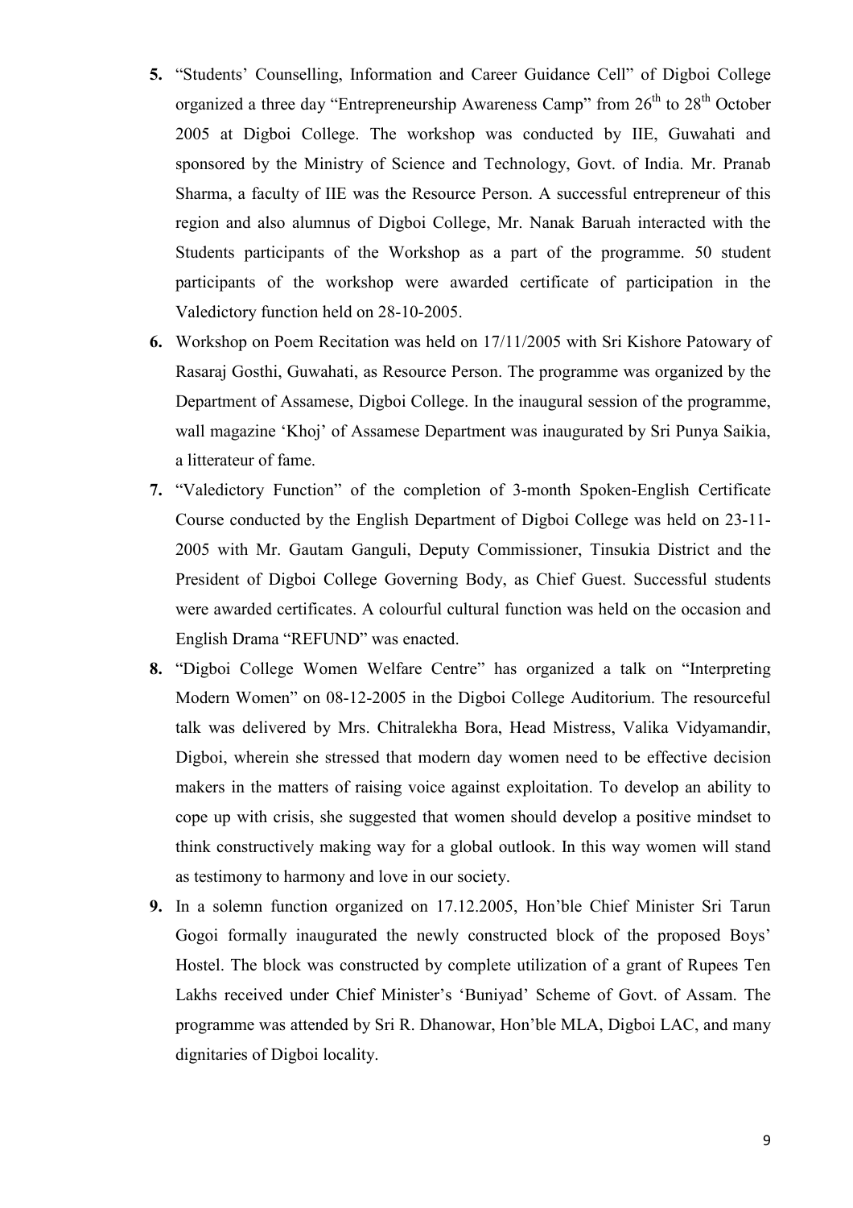5. "Students' Counselling, Information and Career Guidance Cell" of Digboi College organized a three day "Entrepreneurship Awareness Camp" from 26th to 28th October 2005 at Digboi College. The workshop was conducted by IIE, Guwahati and sponsored by the Ministry of Science and Technology, Govt. of India. Mr. Pranab Sharma, a faculty of IIE was the Resource Person. A successful entrepreneur of this region and also alumnus of Digboi College, Mr. Nanak Baruah interacted with the Students participants of the Workshop as a part of the programme. 50 student participants of the workshop were awarded certificate of participation in the Valedictory function held on 28-10-2005.
6. Workshop on Poem Recitation was held on 17/11/2005 with Sri Kishore Patowary of Rasaraj Gosthi, Guwahati, as Resource Person. The programme was organized by the Department of Assamese, Digboi College. In the inaugural session of the programme, wall magazine 'Khoj' of Assamese Department was inaugurated by Sri Punya Saikia, a litterateur of fame.
7. "Valedictory Function" of the completion of 3-month Spoken-English Certificate Course conducted by the English Department of Digboi College was held on 23-11-2005 with Mr. Gautam Ganguli, Deputy Commissioner, Tinsukia District and the President of Digboi College Governing Body, as Chief Guest. Successful students were awarded certificates. A colourful cultural function was held on the occasion and English Drama "REFUND" was enacted.
8. "Digboi College Women Welfare Centre" has organized a talk on "Interpreting Modern Women" on 08-12-2005 in the Digboi College Auditorium. The resourceful talk was delivered by Mrs. Chitralekha Bora, Head Mistress, Valika Vidyamandir, Digboi, wherein she stressed that modern day women need to be effective decision makers in the matters of raising voice against exploitation. To develop an ability to cope up with crisis, she suggested that women should develop a positive mindset to think constructively making way for a global outlook. In this way women will stand as testimony to harmony and love in our society.
9. In a solemn function organized on 17.12.2005, Hon'ble Chief Minister Sri Tarun Gogoi formally inaugurated the newly constructed block of the proposed Boys' Hostel. The block was constructed by complete utilization of a grant of Rupees Ten Lakhs received under Chief Minister's 'Buniyad' Scheme of Govt. of Assam. The programme was attended by Sri R. Dhanowar, Hon'ble MLA, Digboi LAC, and many dignitaries of Digboi locality.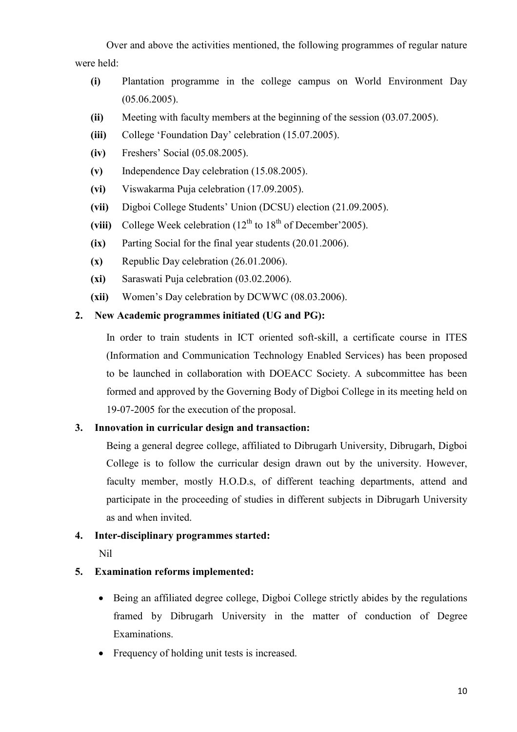Over and above the activities mentioned, the following programmes of regular nature were held:

- **(i)** Plantation programme in the college campus on World Environment Day (05.06.2005).
- **(ii)** Meeting with faculty members at the beginning of the session (03.07.2005).
- **(iii)** College 'Foundation Day' celebration (15.07.2005).
- **(iv)** Freshers' Social (05.08.2005).
- **(v)** Independence Day celebration (15.08.2005).
- **(vi)** Viswakarma Puja celebration (17.09.2005).
- **(vii)** Digboi College Students' Union (DCSU) election (21.09.2005).
- **(viii)** College Week celebration (12th to 18th of December'2005).
- **(ix)** Parting Social for the final year students (20.01.2006).
- **(x)** Republic Day celebration (26.01.2006).
- **(xi)** Saraswati Puja celebration (03.02.2006).
- **(xii)** Women's Day celebration by DCWWC (08.03.2006).

**2. New Academic programmes initiated (UG and PG):**

In order to train students in ICT oriented soft-skill, a certificate course in ITES (Information and Communication Technology Enabled Services) has been proposed to be launched in collaboration with DOEACC Society. A subcommittee has been formed and approved by the Governing Body of Digboi College in its meeting held on 19-07-2005 for the execution of the proposal.

**3. Innovation in curricular design and transaction:**

Being a general degree college, affiliated to Dibrugarh University, Dibrugarh, Digboi College is to follow the curricular design drawn out by the university. However, faculty member, mostly H.O.D.s, of different teaching departments, attend and participate in the proceeding of studies in different subjects in Dibrugarh University as and when invited.

**4. Inter-disciplinary programmes started:**

Nil

**5. Examination reforms implemented:**

- Being an affiliated degree college, Digboi College strictly abides by the regulations framed by Dibrugarh University in the matter of conduction of Degree Examinations.
- Frequency of holding unit tests is increased.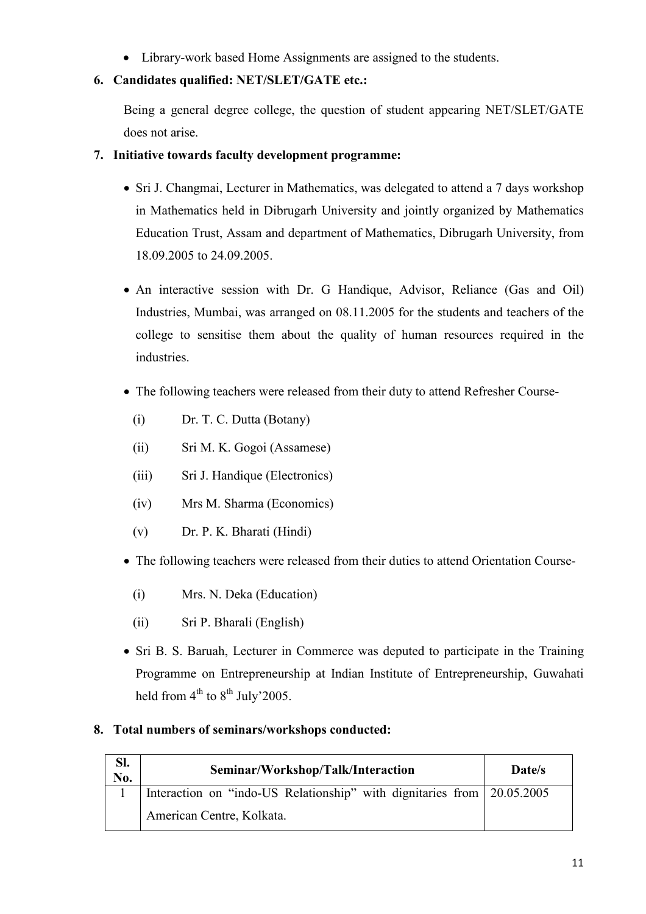- Library-work based Home Assignments are assigned to the students.

**6. Candidates qualified: NET/SLET/GATE etc.:**

Being a general degree college, the question of student appearing NET/SLET/GATE does not arise.

**7. Initiative towards faculty development programme:**

- Sri J. Changmai, Lecturer in Mathematics, was delegated to attend a 7 days workshop in Mathematics held in Dibrugarh University and jointly organized by Mathematics Education Trust, Assam and department of Mathematics, Dibrugarh University, from 18.09.2005 to 24.09.2005.

- An interactive session with Dr. G Handique, Advisor, Reliance (Gas and Oil) Industries, Mumbai, was arranged on 08.11.2005 for the students and teachers of the college to sensitise them about the quality of human resources required in the industries.

- The following teachers were released from their duty to attend Refresher Course-
  - (i) Dr. T. C. Dutta (Botany)
  - (ii) Sri M. K. Gogoi (Assamese)
  - (iii) Sri J. Handique (Electronics)
  - (iv) Mrs M. Sharma (Economics)
  - (v) Dr. P. K. Bharati (Hindi)

- The following teachers were released from their duties to attend Orientation Course-
  - (i) Mrs. N. Deka (Education)
  - (ii) Sri P. Bharali (English)

- Sri B. S. Baruah, Lecturer in Commerce was deputed to participate in the Training Programme on Entrepreneurship at Indian Institute of Entrepreneurship, Guwahati held from 4th to 8th July'2005.

**8. Total numbers of seminars/workshops conducted:**

| Sl. No. | Seminar/Workshop/Talk/Interaction | Date/s |
|---|---|---|
| 1 | Interaction on "indo-US Relationship" with dignitaries from American Centre, Kolkata. | 20.05.2005 |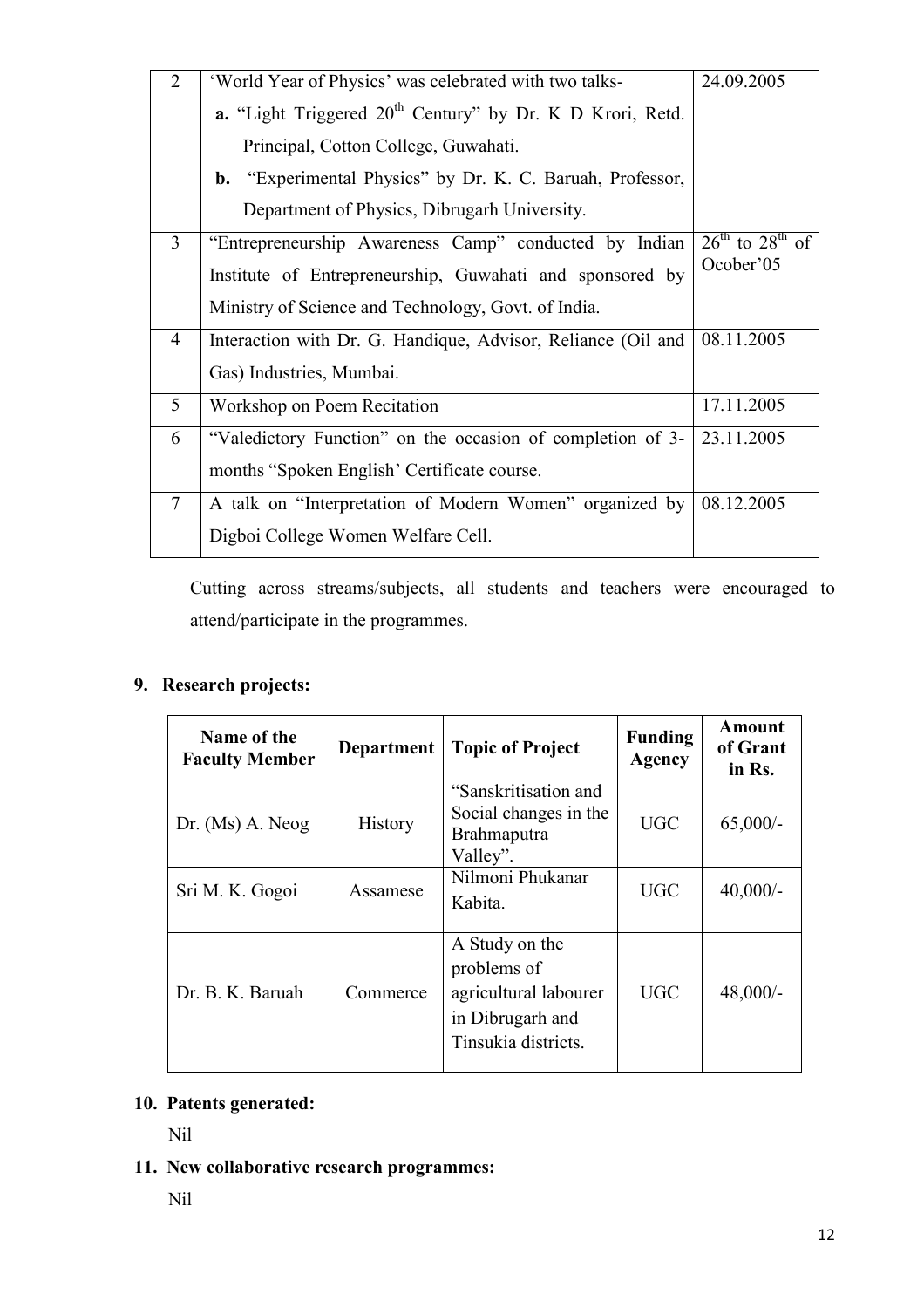| | | |
|---|---|---|
| 2 | 'World Year of Physics' was celebrated with two talks- **a.** "Light Triggered 20th Century" by Dr. K D Krori, Retd. Principal, Cotton College, Guwahati. **b.** "Experimental Physics" by Dr. K. C. Baruah, Professor, Department of Physics, Dibrugarh University. | 24.09.2005 |
| 3 | "Entrepreneurship Awareness Camp" conducted by Indian Institute of Entrepreneurship, Guwahati and sponsored by Ministry of Science and Technology, Govt. of India. | 26th to 28th of Ocober'05 |
| 4 | Interaction with Dr. G. Handique, Advisor, Reliance (Oil and Gas) Industries, Mumbai. | 08.11.2005 |
| 5 | Workshop on Poem Recitation | 17.11.2005 |
| 6 | "Valedictory Function" on the occasion of completion of 3-months "Spoken English' Certificate course. | 23.11.2005 |
| 7 | A talk on "Interpretation of Modern Women" organized by Digboi College Women Welfare Cell. | 08.12.2005 |

Cutting across streams/subjects, all students and teachers were encouraged to attend/participate in the programmes.

## 9. Research projects:

| Name of the Faculty Member | Department | Topic of Project | Funding Agency | Amount of Grant in Rs. |
|---|---|---|---|---|
| Dr. (Ms) A. Neog | History | "Sanskritisation and Social changes in the Brahmaputra Valley". | UGC | 65,000/- |
| Sri M. K. Gogoi | Assamese | Nilmoni Phukanar Kabita. | UGC | 40,000/- |
| Dr. B. K. Baruah | Commerce | A Study on the problems of agricultural labourer in Dibrugarh and Tinsukia districts. | UGC | 48,000/- |

## 10. Patents generated:

Nil

## 11. New collaborative research programmes:

Nil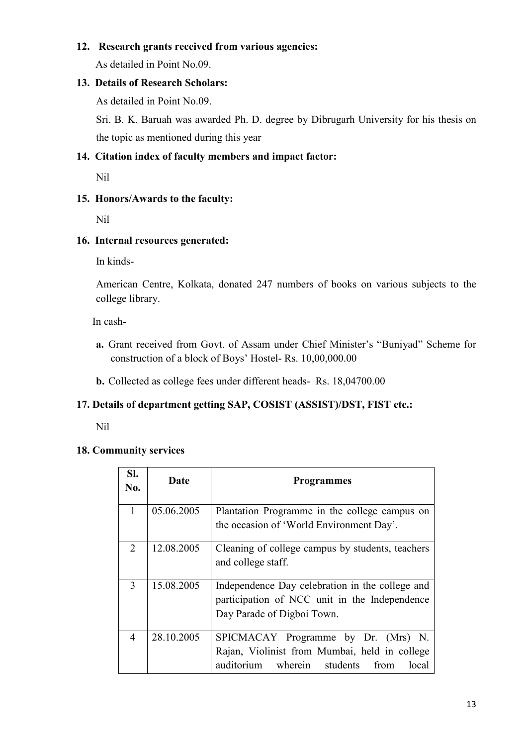**12. Research grants received from various agencies:**

As detailed in Point No.09.

**13. Details of Research Scholars:**

As detailed in Point No.09.

Sri. B. K. Baruah was awarded Ph. D. degree by Dibrugarh University for his thesis on the topic as mentioned during this year

**14. Citation index of faculty members and impact factor:**

Nil

**15. Honors/Awards to the faculty:**

Nil

**16. Internal resources generated:**

In kinds-

American Centre, Kolkata, donated 247 numbers of books on various subjects to the college library.

In cash-

**a.** Grant received from Govt. of Assam under Chief Minister's "Buniyad" Scheme for construction of a block of Boys' Hostel- Rs. 10,00,000.00

**b.** Collected as college fees under different heads- Rs. 18,04700.00

**17. Details of department getting SAP, COSIST (ASSIST)/DST, FIST etc.:**

Nil

**18. Community services**

| Sl. No. | Date | Programmes |
|---|---|---|
| 1 | 05.06.2005 | Plantation Programme in the college campus on the occasion of 'World Environment Day'. |
| 2 | 12.08.2005 | Cleaning of college campus by students, teachers and college staff. |
| 3 | 15.08.2005 | Independence Day celebration in the college and participation of NCC unit in the Independence Day Parade of Digboi Town. |
| 4 | 28.10.2005 | SPICMACAY Programme by Dr. (Mrs) N. Rajan, Violinist from Mumbai, held in college auditorium wherein students from local |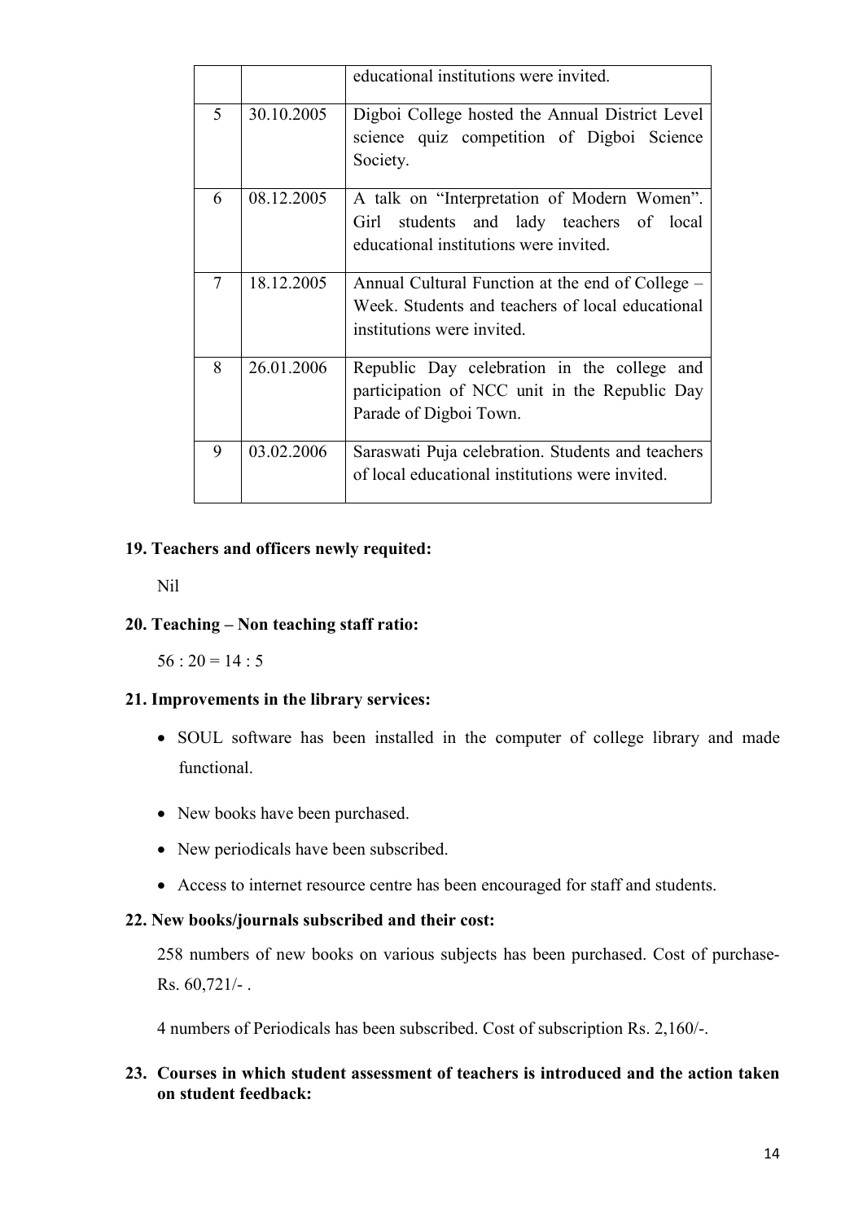| | | |
|---|---|---|
| | | educational institutions were invited. |
| 5 | 30.10.2005 | Digboi College hosted the Annual District Level science quiz competition of Digboi Science Society. |
| 6 | 08.12.2005 | A talk on "Interpretation of Modern Women". Girl students and lady teachers of local educational institutions were invited. |
| 7 | 18.12.2005 | Annual Cultural Function at the end of College – Week. Students and teachers of local educational institutions were invited. |
| 8 | 26.01.2006 | Republic Day celebration in the college and participation of NCC unit in the Republic Day Parade of Digboi Town. |
| 9 | 03.02.2006 | Saraswati Puja celebration. Students and teachers of local educational institutions were invited. |

**19. Teachers and officers newly requited:**

Nil

**20. Teaching – Non teaching staff ratio:**

56 : 20 = 14 : 5

**21. Improvements in the library services:**

- SOUL software has been installed in the computer of college library and made functional.
- New books have been purchased.
- New periodicals have been subscribed.
- Access to internet resource centre has been encouraged for staff and students.

**22. New books/journals subscribed and their cost:**

258 numbers of new books on various subjects has been purchased. Cost of purchase- Rs. 60,721/- .

4 numbers of Periodicals has been subscribed. Cost of subscription Rs. 2,160/-.

**23. Courses in which student assessment of teachers is introduced and the action taken on student feedback:**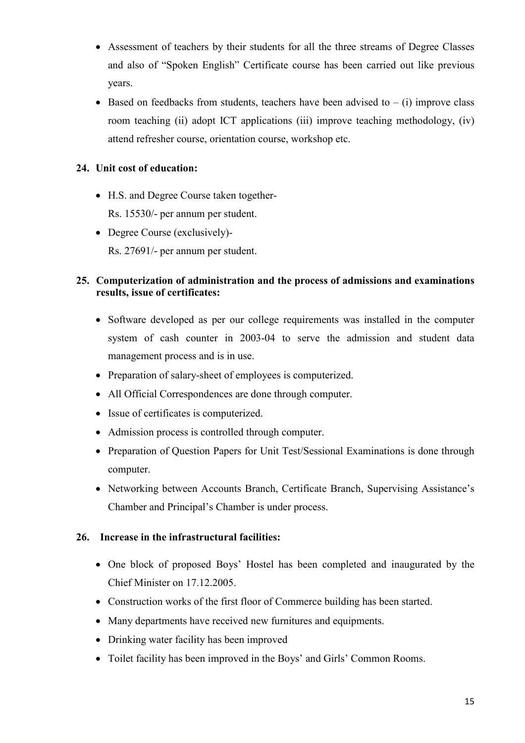- Assessment of teachers by their students for all the three streams of Degree Classes and also of "Spoken English" Certificate course has been carried out like previous years.
- Based on feedbacks from students, teachers have been advised to – (i) improve class room teaching (ii) adopt ICT applications (iii) improve teaching methodology, (iv) attend refresher course, orientation course, workshop etc.

## 24. Unit cost of education:

- H.S. and Degree Course taken together-
  Rs. 15530/- per annum per student.
- Degree Course (exclusively)-
  Rs. 27691/- per annum per student.

## 25. Computerization of administration and the process of admissions and examinations results, issue of certificates:

- Software developed as per our college requirements was installed in the computer system of cash counter in 2003-04 to serve the admission and student data management process and is in use.
- Preparation of salary-sheet of employees is computerized.
- All Official Correspondences are done through computer.
- Issue of certificates is computerized.
- Admission process is controlled through computer.
- Preparation of Question Papers for Unit Test/Sessional Examinations is done through computer.
- Networking between Accounts Branch, Certificate Branch, Supervising Assistance's Chamber and Principal's Chamber is under process.

## 26. Increase in the infrastructural facilities:

- One block of proposed Boys' Hostel has been completed and inaugurated by the Chief Minister on 17.12.2005.
- Construction works of the first floor of Commerce building has been started.
- Many departments have received new furnitures and equipments.
- Drinking water facility has been improved
- Toilet facility has been improved in the Boys' and Girls' Common Rooms.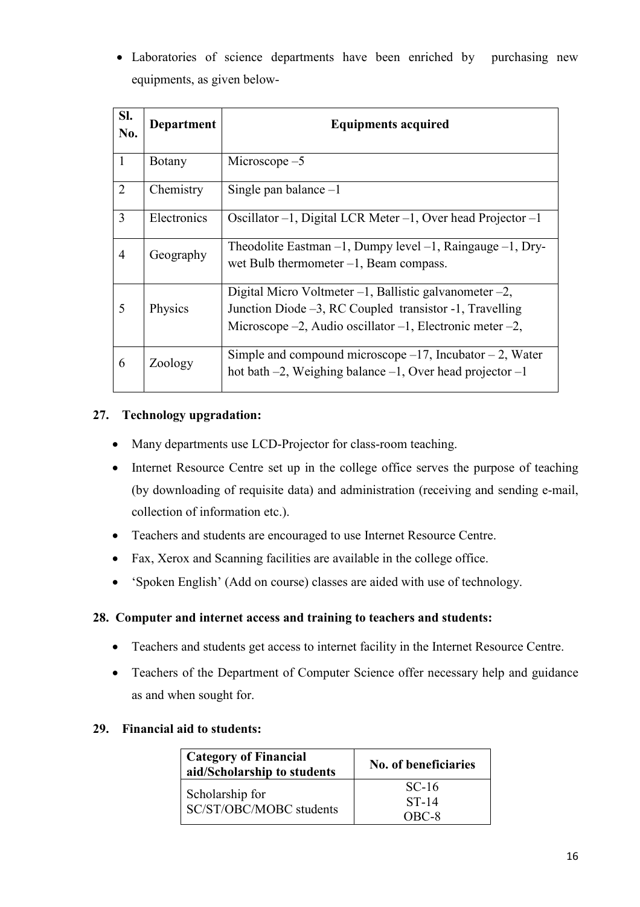- Laboratories of science departments have been enriched by purchasing new equipments, as given below-

| Sl. No. | Department | Equipments acquired |
|---|---|---|
| 1 | Botany | Microscope –5 |
| 2 | Chemistry | Single pan balance –1 |
| 3 | Electronics | Oscillator –1, Digital LCR Meter –1, Over head Projector –1 |
| 4 | Geography | Theodolite Eastman –1, Dumpy level –1, Raingauge –1, Dry-wet Bulb thermometer –1, Beam compass. |
| 5 | Physics | Digital Micro Voltmeter –1, Ballistic galvanometer –2, Junction Diode –3, RC Coupled transistor -1, Travelling Microscope –2, Audio oscillator –1, Electronic meter –2, |
| 6 | Zoology | Simple and compound microscope –17, Incubator – 2, Water hot bath –2, Weighing balance –1, Over head projector –1 |

## 27. Technology upgradation:

- Many departments use LCD-Projector for class-room teaching.
- Internet Resource Centre set up in the college office serves the purpose of teaching (by downloading of requisite data) and administration (receiving and sending e-mail, collection of information etc.).
- Teachers and students are encouraged to use Internet Resource Centre.
- Fax, Xerox and Scanning facilities are available in the college office.
- 'Spoken English' (Add on course) classes are aided with use of technology.

## 28. Computer and internet access and training to teachers and students:

- Teachers and students get access to internet facility in the Internet Resource Centre.
- Teachers of the Department of Computer Science offer necessary help and guidance as and when sought for.

## 29. Financial aid to students:

| Category of Financial aid/Scholarship to students | No. of beneficiaries |
|---|---|
| Scholarship for SC/ST/OBC/MOBC students | SC-16<br>ST-14<br>OBC-8 |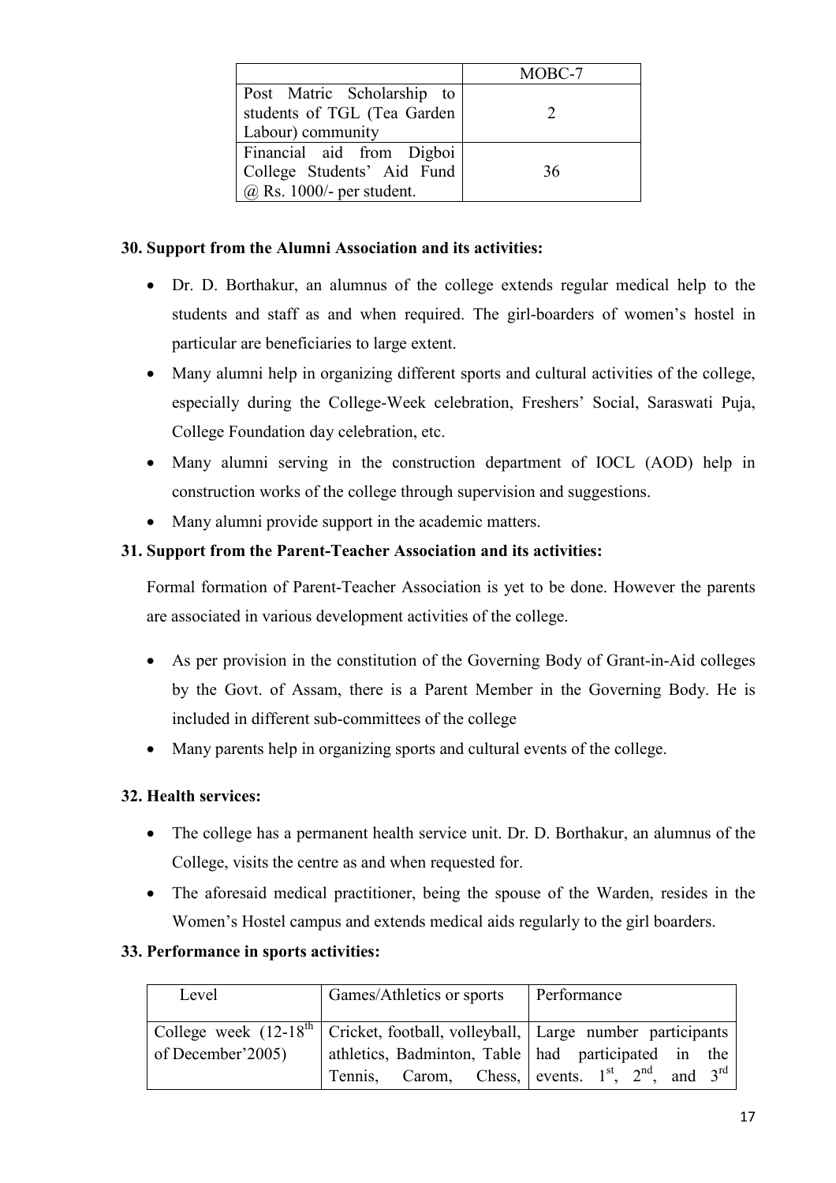| | MOBC-7 |
|---|---|
| Post Matric Scholarship to students of TGL (Tea Garden Labour) community | 2 |
| Financial aid from Digboi College Students' Aid Fund @ Rs. 1000/- per student. | 36 |

**30. Support from the Alumni Association and its activities:**

- Dr. D. Borthakur, an alumnus of the college extends regular medical help to the students and staff as and when required. The girl-boarders of women's hostel in particular are beneficiaries to large extent.
- Many alumni help in organizing different sports and cultural activities of the college, especially during the College-Week celebration, Freshers' Social, Saraswati Puja, College Foundation day celebration, etc.
- Many alumni serving in the construction department of IOCL (AOD) help in construction works of the college through supervision and suggestions.
- Many alumni provide support in the academic matters.

**31. Support from the Parent-Teacher Association and its activities:**

Formal formation of Parent-Teacher Association is yet to be done. However the parents are associated in various development activities of the college.

- As per provision in the constitution of the Governing Body of Grant-in-Aid colleges by the Govt. of Assam, there is a Parent Member in the Governing Body. He is included in different sub-committees of the college
- Many parents help in organizing sports and cultural events of the college.

**32. Health services:**

- The college has a permanent health service unit. Dr. D. Borthakur, an alumnus of the College, visits the centre as and when requested for.
- The aforesaid medical practitioner, being the spouse of the Warden, resides in the Women's Hostel campus and extends medical aids regularly to the girl boarders.

**33. Performance in sports activities:**

| Level | Games/Athletics or sports | Performance |
|---|---|---|
| College week (12-18th of December'2005) | Cricket, football, volleyball, athletics, Badminton, Table Tennis, Carom, Chess, | Large number participants had participated in the events. 1st, 2nd, and 3rd |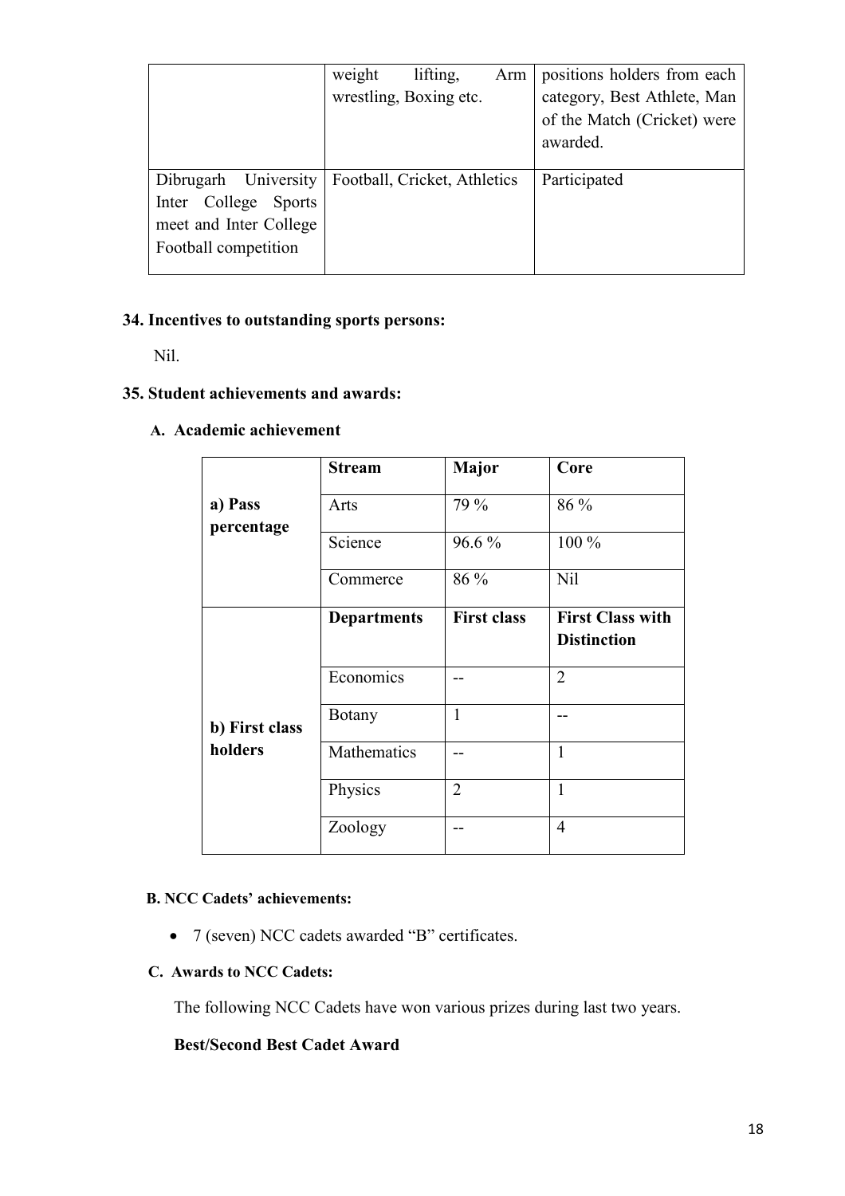| | | |
|---|---|---|
| | weight lifting, Arm wrestling, Boxing etc. | positions holders from each category, Best Athlete, Man of the Match (Cricket) were awarded. |
| Dibrugarh University Inter College Sports meet and Inter College Football competition | Football, Cricket, Athletics | Participated |

## 34. Incentives to outstanding sports persons:

Nil.

## 35. Student achievements and awards:

### A. Academic achievement

| | Stream | Major | Core |
|---|---|---|---|
| **a) Pass percentage** | Arts | 79 % | 86 % |
| | Science | 96.6 % | 100 % |
| | Commerce | 86 % | Nil |
| **b) First class holders** | **Departments** | **First class** | **First Class with Distinction** |
| | Economics | -- | 2 |
| | Botany | 1 | -- |
| | Mathematics | -- | 1 |
| | Physics | 2 | 1 |
| | Zoology | -- | 4 |

### B. NCC Cadets' achievements:

- 7 (seven) NCC cadets awarded "B" certificates.

### C. Awards to NCC Cadets:

The following NCC Cadets have won various prizes during last two years.

**Best/Second Best Cadet Award**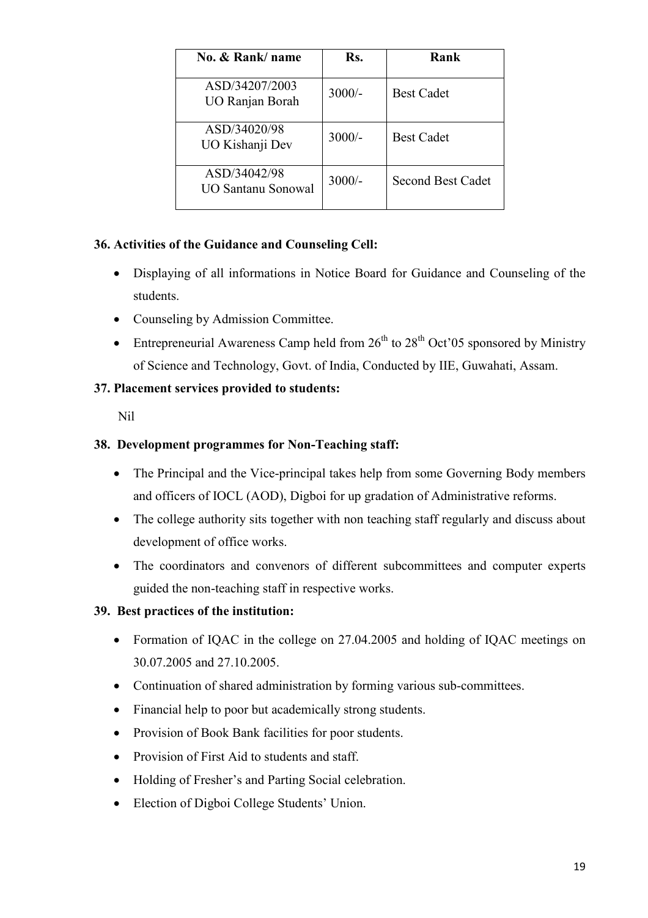| No. & Rank/ name | Rs. | Rank |
| --- | --- | --- |
| ASD/34207/2003 UO Ranjan Borah | 3000/- | Best Cadet |
| ASD/34020/98 UO Kishanji Dev | 3000/- | Best Cadet |
| ASD/34042/98 UO Santanu Sonowal | 3000/- | Second Best Cadet |

**36. Activities of the Guidance and Counseling Cell:**

- Displaying of all informations in Notice Board for Guidance and Counseling of the students.
- Counseling by Admission Committee.
- Entrepreneurial Awareness Camp held from 26th to 28th Oct'05 sponsored by Ministry of Science and Technology, Govt. of India, Conducted by IIE, Guwahati, Assam.

**37. Placement services provided to students:**

Nil

**38. Development programmes for Non-Teaching staff:**

- The Principal and the Vice-principal takes help from some Governing Body members and officers of IOCL (AOD), Digboi for up gradation of Administrative reforms.
- The college authority sits together with non teaching staff regularly and discuss about development of office works.
- The coordinators and convenors of different subcommittees and computer experts guided the non-teaching staff in respective works.

**39. Best practices of the institution:**

- Formation of IQAC in the college on 27.04.2005 and holding of IQAC meetings on 30.07.2005 and 27.10.2005.
- Continuation of shared administration by forming various sub-committees.
- Financial help to poor but academically strong students.
- Provision of Book Bank facilities for poor students.
- Provision of First Aid to students and staff.
- Holding of Fresher's and Parting Social celebration.
- Election of Digboi College Students' Union.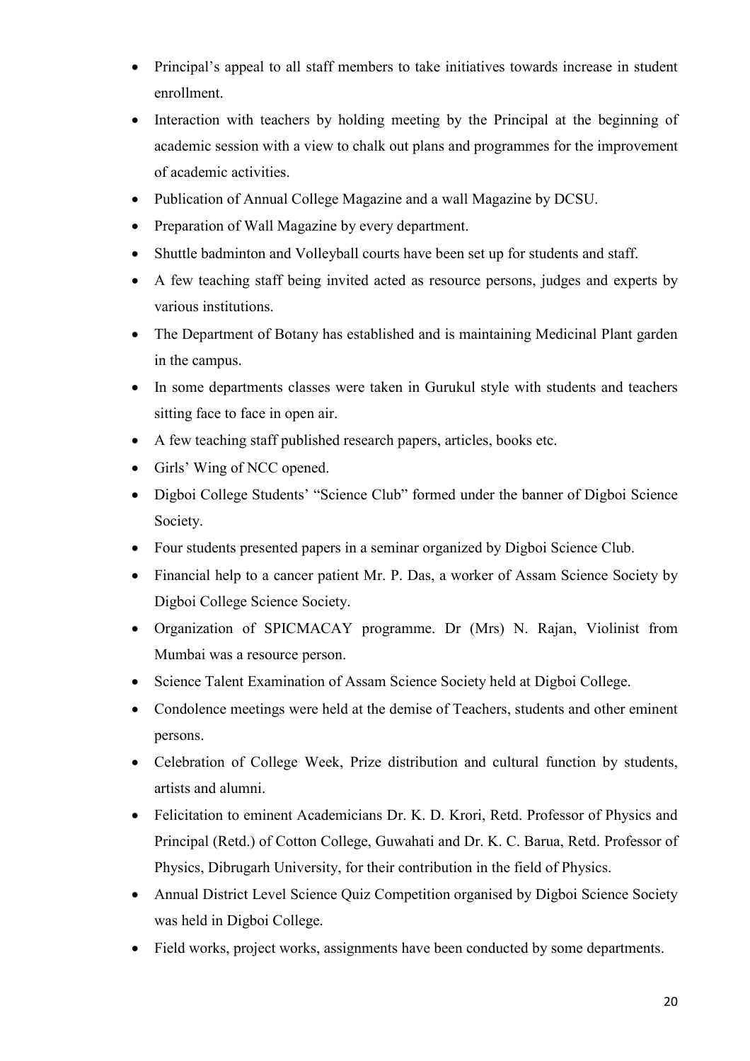- Principal's appeal to all staff members to take initiatives towards increase in student enrollment.
- Interaction with teachers by holding meeting by the Principal at the beginning of academic session with a view to chalk out plans and programmes for the improvement of academic activities.
- Publication of Annual College Magazine and a wall Magazine by DCSU.
- Preparation of Wall Magazine by every department.
- Shuttle badminton and Volleyball courts have been set up for students and staff.
- A few teaching staff being invited acted as resource persons, judges and experts by various institutions.
- The Department of Botany has established and is maintaining Medicinal Plant garden in the campus.
- In some departments classes were taken in Gurukul style with students and teachers sitting face to face in open air.
- A few teaching staff published research papers, articles, books etc.
- Girls' Wing of NCC opened.
- Digboi College Students' "Science Club" formed under the banner of Digboi Science Society.
- Four students presented papers in a seminar organized by Digboi Science Club.
- Financial help to a cancer patient Mr. P. Das, a worker of Assam Science Society by Digboi College Science Society.
- Organization of SPICMACAY programme. Dr (Mrs) N. Rajan, Violinist from Mumbai was a resource person.
- Science Talent Examination of Assam Science Society held at Digboi College.
- Condolence meetings were held at the demise of Teachers, students and other eminent persons.
- Celebration of College Week, Prize distribution and cultural function by students, artists and alumni.
- Felicitation to eminent Academicians Dr. K. D. Krori, Retd. Professor of Physics and Principal (Retd.) of Cotton College, Guwahati and Dr. K. C. Barua, Retd. Professor of Physics, Dibrugarh University, for their contribution in the field of Physics.
- Annual District Level Science Quiz Competition organised by Digboi Science Society was held in Digboi College.
- Field works, project works, assignments have been conducted by some departments.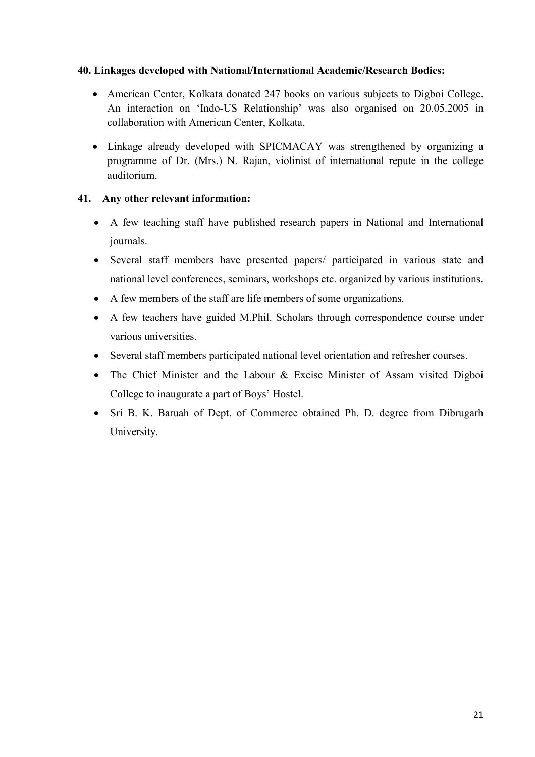**40. Linkages developed with National/International Academic/Research Bodies:**

- American Center, Kolkata donated 247 books on various subjects to Digboi College. An interaction on 'Indo-US Relationship' was also organised on 20.05.2005 in collaboration with American Center, Kolkata,
- Linkage already developed with SPICMACAY was strengthened by organizing a programme of Dr. (Mrs.) N. Rajan, violinist of international repute in the college auditorium.

**41. Any other relevant information:**

- A few teaching staff have published research papers in National and International journals.
- Several staff members have presented papers/ participated in various state and national level conferences, seminars, workshops etc. organized by various institutions.
- A few members of the staff are life members of some organizations.
- A few teachers have guided M.Phil. Scholars through correspondence course under various universities.
- Several staff members participated national level orientation and refresher courses.
- The Chief Minister and the Labour & Excise Minister of Assam visited Digboi College to inaugurate a part of Boys' Hostel.
- Sri B. K. Baruah of Dept. of Commerce obtained Ph. D. degree from Dibrugarh University.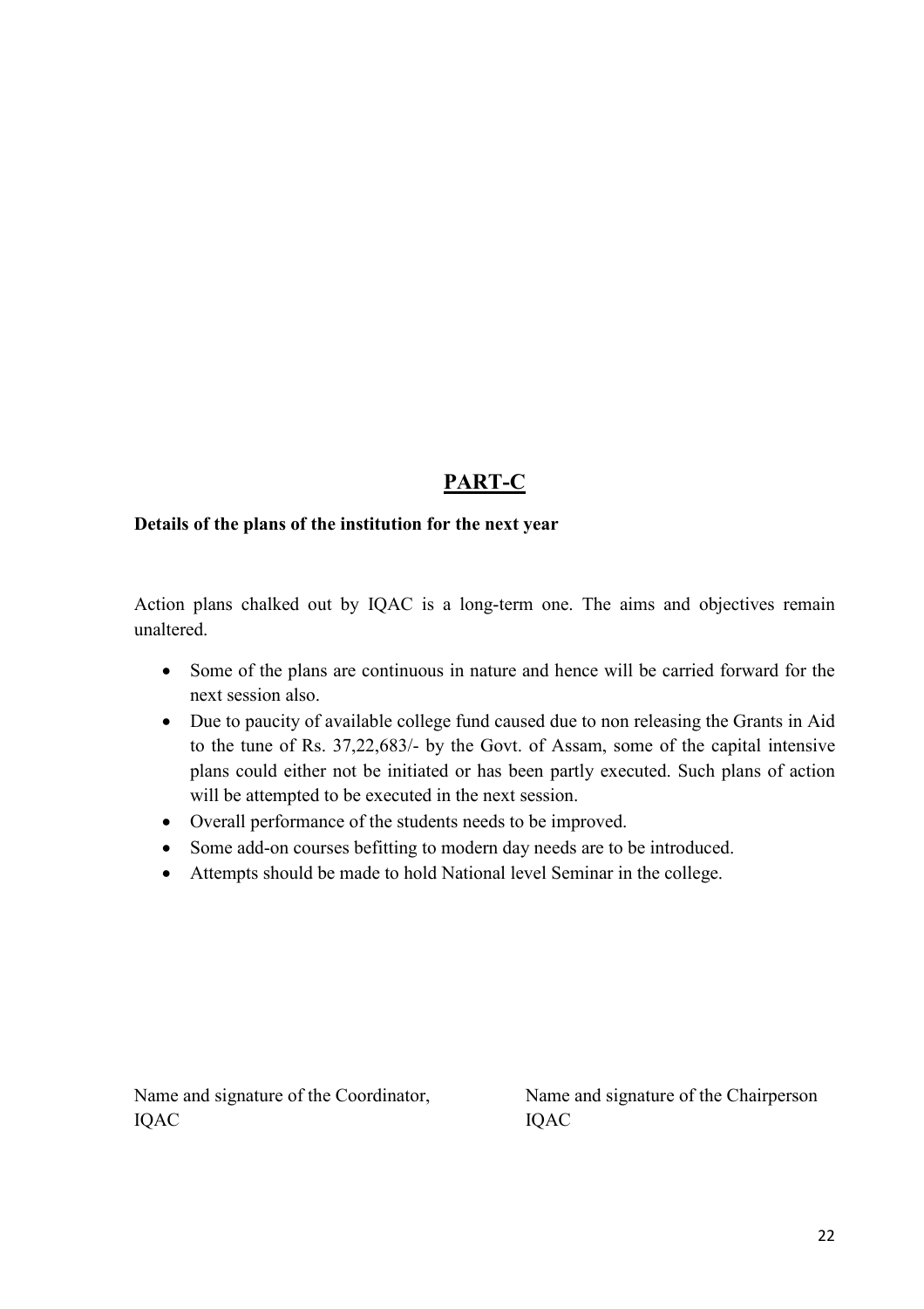## PART-C

**Details of the plans of the institution for the next year**

Action plans chalked out by IQAC is a long-term one. The aims and objectives remain unaltered.

- Some of the plans are continuous in nature and hence will be carried forward for the next session also.
- Due to paucity of available college fund caused due to non releasing the Grants in Aid to the tune of Rs. 37,22,683/- by the Govt. of Assam, some of the capital intensive plans could either not be initiated or has been partly executed. Such plans of action will be attempted to be executed in the next session.
- Overall performance of the students needs to be improved.
- Some add-on courses befitting to modern day needs are to be introduced.
- Attempts should be made to hold National level Seminar in the college.

Name and signature of the Coordinator,
IQAC

Name and signature of the Chairperson
IQAC